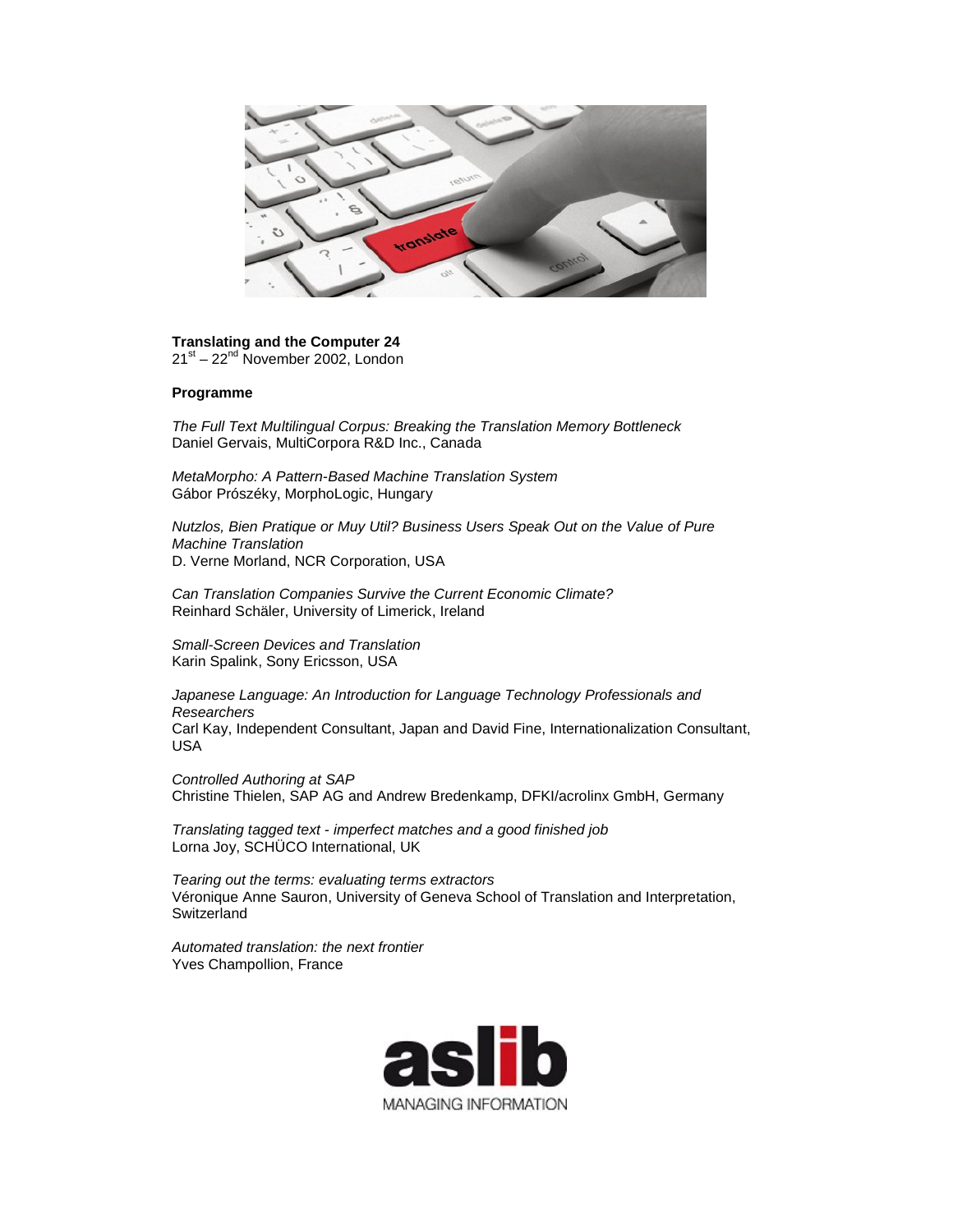**Translating and the Computer 24**
21st – 22nd November 2002, London

**Programme**

*The Full Text Multilingual Corpus: Breaking the Translation Memory Bottleneck*
Daniel Gervais, MultiCorpora R&D Inc., Canada

*MetaMorpho: A Pattern-Based Machine Translation System*
Gábor Prószéky, MorphoLogic, Hungary

*Nutzlos, Bien Pratique or Muy Util? Business Users Speak Out on the Value of Pure Machine Translation*
D. Verne Morland, NCR Corporation, USA

*Can Translation Companies Survive the Current Economic Climate?*
Reinhard Schäler, University of Limerick, Ireland

*Small-Screen Devices and Translation*
Karin Spalink, Sony Ericsson, USA

*Japanese Language: An Introduction for Language Technology Professionals and Researchers*
Carl Kay, Independent Consultant, Japan and David Fine, Internationalization Consultant, USA

*Controlled Authoring at SAP*
Christine Thielen, SAP AG and Andrew Bredenkamp, DFKI/acrolinx GmbH, Germany

*Translating tagged text - imperfect matches and a good finished job*
Lorna Joy, SCHÜCO International, UK

*Tearing out the terms: evaluating terms extractors*
Véronique Anne Sauron, University of Geneva School of Translation and Interpretation, Switzerland

*Automated translation: the next frontier*
Yves Champollion, France

aslib
MANAGING INFORMATION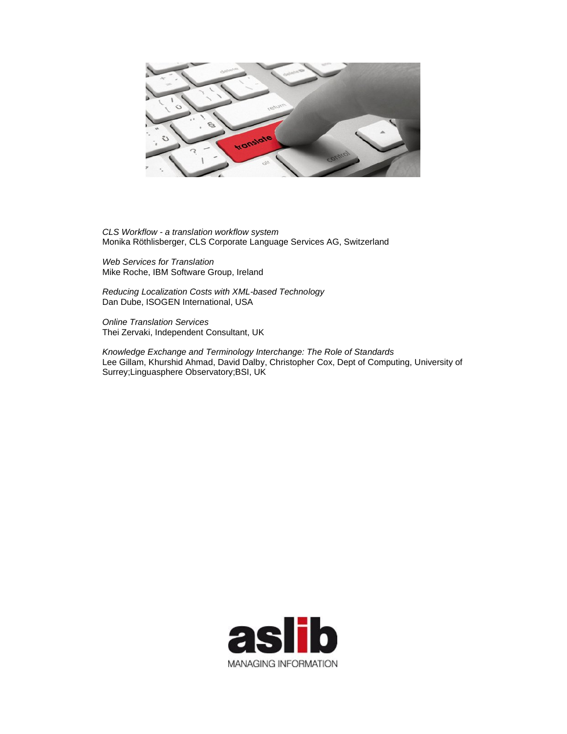*CLS Workflow - a translation workflow system*
Monika Röthlisberger, CLS Corporate Language Services AG, Switzerland

*Web Services for Translation*
Mike Roche, IBM Software Group, Ireland

*Reducing Localization Costs with XML-based Technology*
Dan Dube, ISOGEN International, USA

*Online Translation Services*
Thei Zervaki, Independent Consultant, UK

*Knowledge Exchange and Terminology Interchange: The Role of Standards*
Lee Gillam, Khurshid Ahmad, David Dalby, Christopher Cox, Dept of Computing, University of Surrey;Linguasphere Observatory;BSI, UK

aslib
MANAGING INFORMATION